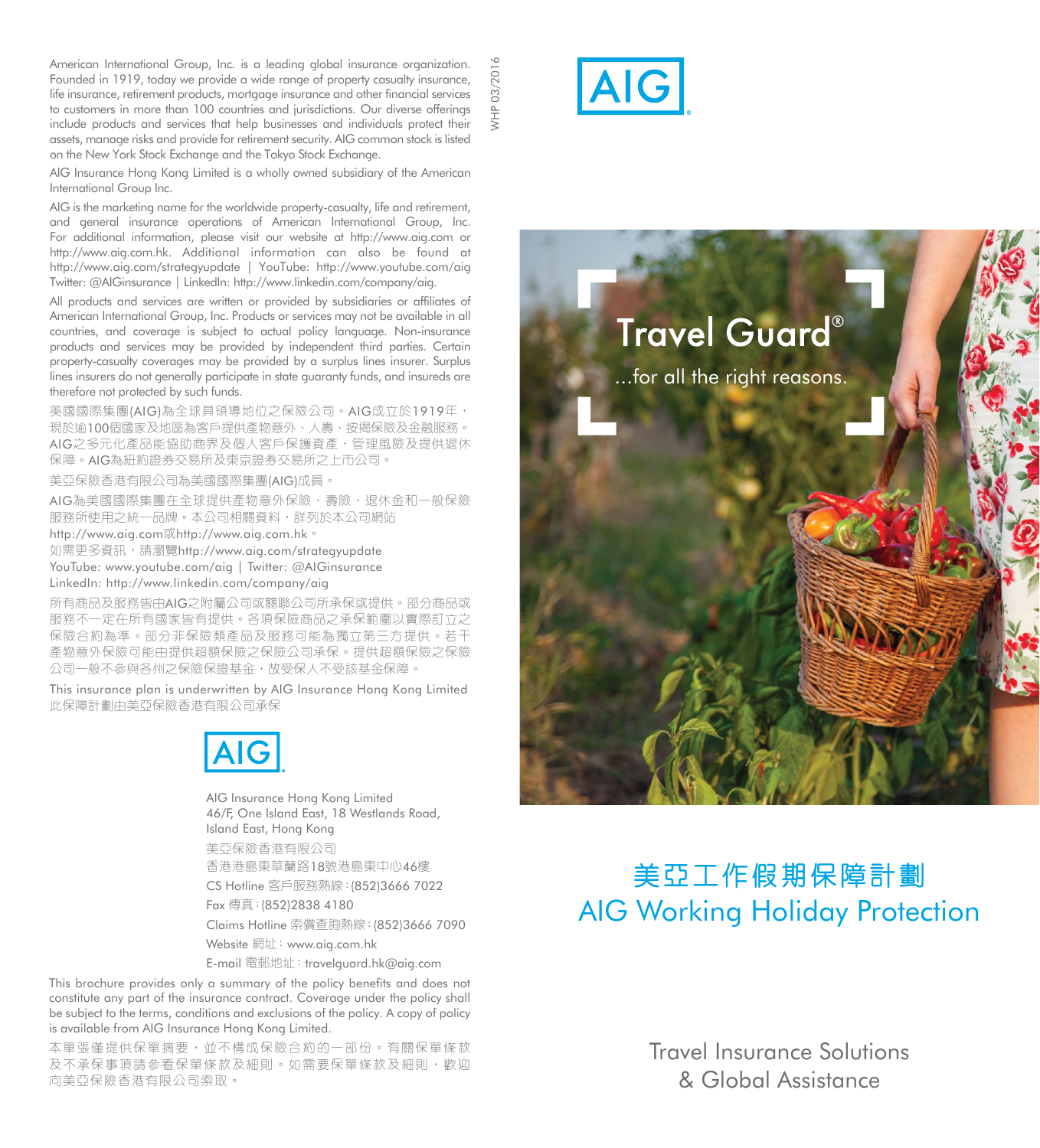American International Group, Inc. is a leading global insurance organization. Founded in 1919, today we provide a wide range of property casualty insurance, life insurance, retirement products, mortgage insurance and other financial services to customers in more than 100 countries and jurisdictions. Our diverse offerings include products and services that help businesses and individuals protect their assets, manage risks and provide for retirement security. AIG common stock is listed on the New York Stock Exchange and the Tokyo Stock Exchange.

AIG Insurance Hong Kong Limited is a wholly owned subsidiary of the American International Group Inc.

AIG is the marketing name for the worldwide property-casualty, life and retirement, and general insurance operations of American International Group, Inc. For additional information, please visit our website at http://www.aig.com or http://www.aig.com.hk. Additional information can also be found at http://www.aig.com/strategyupdate | YouTube: http://www.youtube.com/aig Twitter: @AIGinsurance | LinkedIn: http://www.linkedin.com/company/aig.

All products and services are written or provided by subsidiaries or affiliates of American International Group, Inc. Products or services may not be available in all countries, and coverage is subject to actual policy language. Non-insurance products and services may be provided by independent third parties. Certain property-casualty coverages may be provided by a surplus lines insurer. Surplus lines insurers do not generally participate in state guaranty funds, and insureds are therefore not protected by such funds.

美國國際集團(AIG)為全球具領導地位之保險公司。AIG成立於1919年，現於逾100個國家及地區為客戶提供產物意外、人壽、按揭保險及金融服務。AIG之多元化產品能協助商界及個人客戶保護資產，管理風險及提供退休保障。AIG為紐約證券交易所及東京證券交易所之上市公司。

美亞保險香港有限公司為美國國際集團(AIG)成員。

AIG為美國國際集團在全球提供產物意外保險、壽險、退休金和一般保險服務所使用之統一品牌。本公司相關資料，詳列於本公司網站 http://www.aig.com或http://www.aig.com.hk。
如需更多資訊，請瀏覽http://www.aig.com/strategyupdate
YouTube: www.youtube.com/aig | Twitter: @AIGinsurance
LinkedIn: http://www.linkedin.com/company/aig

所有商品及服務皆由AIG之附屬公司或關聯公司所承保或提供。部分商品或服務不一定在所有國家皆有提供。各項保險商品之承保範圍以實際訂立之保險合約為準。部分非保險類產品及服務可能為獨立第三方提供。若干產物意外保險可能由提供超額保險之保險公司承保。提供超額保險之保險公司一般不參與各州之保險保證基金，故受保人不受該基金保障。

This insurance plan is underwritten by AIG Insurance Hong Kong Limited
此保障計劃由美亞保險香港有限公司承保

AIG

AIG Insurance Hong Kong Limited
46/F, One Island East, 18 Westlands Road,
Island East, Hong Kong
美亞保險香港有限公司
香港港島東華蘭路18號港島東中心46樓
CS Hotline 客戶服務熱線：(852)3666 7022
Fax 傳真：(852)2838 4180
Claims Hotline 索償查詢熱線：(852)3666 7090
Website 網址：www.aig.com.hk
E-mail 電郵地址：travelguard.hk@aig.com

This brochure provides only a summary of the policy benefits and does not constitute any part of the insurance contract. Coverage under the policy shall be subject to the terms, conditions and exclusions of the policy. A copy of policy is available from AIG Insurance Hong Kong Limited.

本單張僅提供保單摘要，並不構成保險合約的一部份。有關保單條款及不承保事項請參看保單條款及細則。如需要保單條款及細則，歡迎向美亞保險香港有限公司索取。

WHP 03/2016

AIG

Travel Guard®

...for all the right reasons.

# 美亞工作假期保障計劃
# AIG Working Holiday Protection

Travel Insurance Solutions
& Global Assistance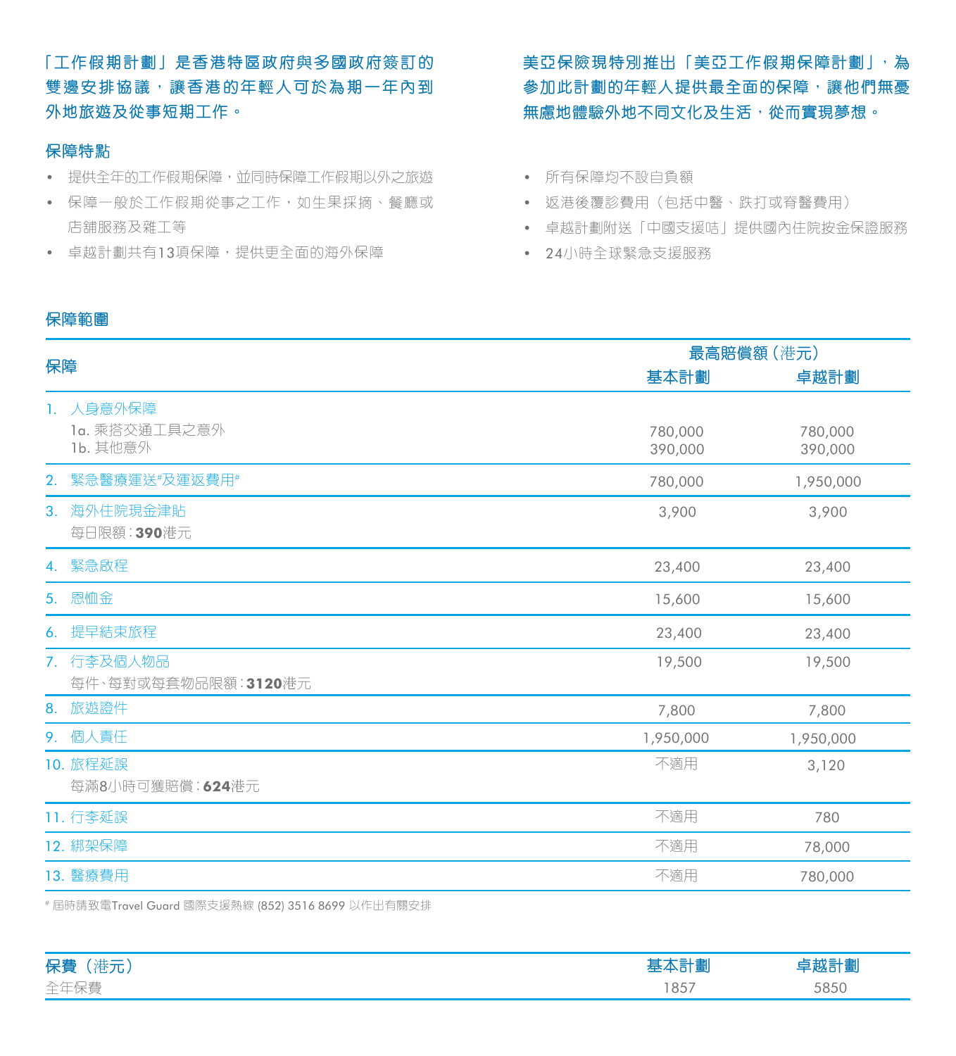「工作假期計劃」是香港特區政府與多國政府簽訂的雙邊安排協議，讓香港的年輕人可於為期一年內到外地旅遊及從事短期工作。

美亞保險現特別推出「美亞工作假期保障計劃」，為參加此計劃的年輕人提供最全面的保障，讓他們無憂無慮地體驗外地不同文化及生活，從而實現夢想。

## 保障特點

- 提供全年的工作假期保障，並同時保障工作假期以外之旅遊
- 保障一般於工作假期從事之工作，如生果採摘、餐廳或店舖服務及雜工等
- 卓越計劃共有13項保障，提供更全面的海外保障
- 所有保障均不設自負額
- 返港後覆診費用（包括中醫、跌打或脊醫費用）
- 卓越計劃附送「中國支援咭」提供國內住院按金保證服務
- 24小時全球緊急支援服務

## 保障範圍

| 保障 | 最高賠償額（港元） | |
|---|---|---|
| | 基本計劃 | 卓越計劃 |
| 1. 人身意外保障 | | |
| 1a. 乘搭交通工具之意外 | 780,000 | 780,000 |
| 1b. 其他意外 | 390,000 | 390,000 |
| 2. 緊急醫療運送#及運返費用# | 780,000 | 1,950,000 |
| 3. 海外住院現金津貼<br>每日限額：**390**港元 | 3,900 | 3,900 |
| 4. 緊急啟程 | 23,400 | 23,400 |
| 5. 恩恤金 | 15,600 | 15,600 |
| 6. 提早結束旅程 | 23,400 | 23,400 |
| 7. 行李及個人物品<br>每件、每對或每套物品限額：**3120**港元 | 19,500 | 19,500 |
| 8. 旅遊證件 | 7,800 | 7,800 |
| 9. 個人責任 | 1,950,000 | 1,950,000 |
| 10. 旅程延誤<br>每滿8小時可獲賠償：**624**港元 | 不適用 | 3,120 |
| 11. 行李延誤 | 不適用 | 780 |
| 12. 綁架保障 | 不適用 | 78,000 |
| 13. 醫療費用 | 不適用 | 780,000 |

# 屆時請致電Travel Guard 國際支援熱線 (852) 3516 8699 以作出有關安排

| 保費（港元） | 基本計劃 | 卓越計劃 |
|---|---|---|
| 全年保費 | 1857 | 5850 |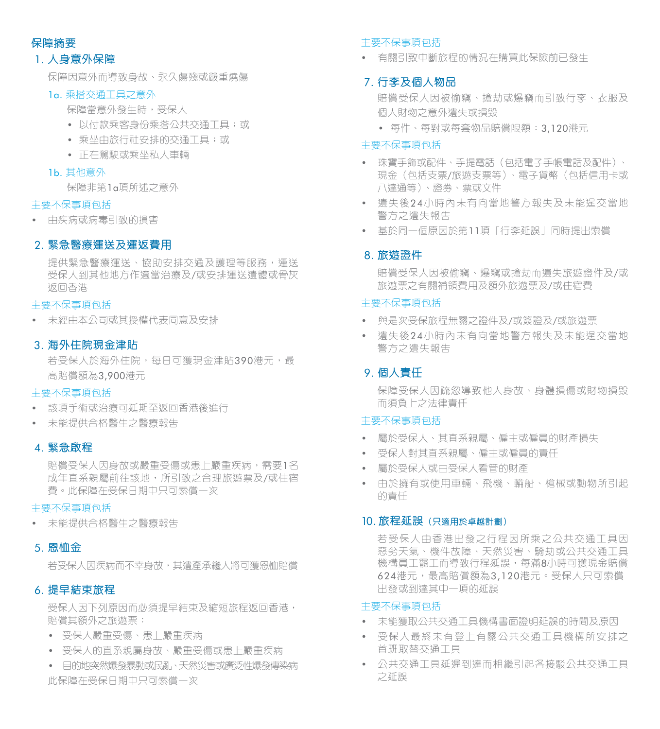## 保障摘要

### 1. 人身意外保障

保障因意外而導致身故、永久傷殘或嚴重燒傷

**1a. 乘搭交通工具之意外**

保障當意外發生時，受保人

- 以付款乘客身份乘搭公共交通工具；或
- 乘坐由旅行社安排的交通工具；或
- 正在駕駛或乘坐私人車輛

**1b. 其他意外**

保障非第1a項所述之意外

主要不保事項包括

- 由疾病或病毒引致的損害

### 2. 緊急醫療運送及運返費用

提供緊急醫療運送、協助安排交通及護理等服務，運送受保人到其他地方作適當治療及/或安排運送遺體或骨灰返回香港

主要不保事項包括

- 未經由本公司或其授權代表同意及安排

### 3. 海外住院現金津貼

若受保人於海外住院，每日可獲現金津貼390港元，最高賠償額為3,900港元

主要不保事項包括

- 該項手術或治療可延期至返回香港後進行
- 未能提供合格醫生之醫療報告

### 4. 緊急啟程

賠償受保人因身故或嚴重受傷或患上嚴重疾病，需要1名成年直系親屬前往該地，所引致之合理旅遊票及/或住宿費。此保障在受保日期中只可索償一次

主要不保事項包括

- 未能提供合格醫生之醫療報告

### 5. 恩恤金

若受保人因疾病而不幸身故，其遺產承繼人將可獲恩恤賠償

### 6. 提早結束旅程

受保人因下列原因而必須提早結束及縮短旅程返回香港，賠償其額外之旅遊票：

- 受保人嚴重受傷、患上嚴重疾病
- 受保人的直系親屬身故、嚴重受傷或患上嚴重疾病
- 目的地突然爆發暴動或民亂、天然災害或廣泛性爆發傳染病

此保障在受保日期中只可索償一次

主要不保事項包括

- 有關引致中斷旅程的情況在購買此保險前已發生

### 7. 行李及個人物品

賠償受保人因被偷竊、搶劫或爆竊而引致行李、衣服及個人財物之意外遺失或損毀

- 每件、每對或每套物品賠償限額：3,120港元

主要不保事項包括

- 珠寶手飾或配件、手提電話（包括電子手帳電話及配件）、現金（包括支票/旅遊支票等）、電子貨幣（包括信用卡或八達通等）、證券、票或文件
- 遺失後24小時內未有向當地警方報失及未能呈交當地警方之遺失報告
- 基於同一個原因於第11項「行李延誤」同時提出索償

### 8. 旅遊證件

賠償受保人因被偷竊、爆竊或搶劫而遺失旅遊證件及/或旅遊票之有關補領費用及額外旅遊票及/或住宿費

主要不保事項包括

- 與是次受保旅程無關之證件及/或簽證及/或旅遊票
- 遺失後24小時內未有向當地警方報失及未能呈交當地警方之遺失報告

### 9. 個人責任

保障受保人因疏忽導致他人身故、身體損傷或財物損毀而須負上之法律責任

主要不保事項包括

- 屬於受保人、其直系親屬、僱主或僱員的財產損失
- 受保人對其直系親屬、僱主或僱員的責任
- 屬於受保人或由受保人看管的財產
- 由於擁有或使用車輛、飛機、輪船、槍械或動物所引起的責任

### 10. 旅程延誤（只適用於卓越計劃）

若受保人由香港出發之行程因所乘之公共交通工具因惡劣天氣、機件故障、天然災害、騎劫或公共交通工具機構員工罷工而導致行程延誤，每滿8小時可獲現金賠償624港元，最高賠償額為3,120港元。受保人只可索償出發或到達其中一項的延誤

主要不保事項包括

- 未能獲取公共交通工具機構書面證明延誤的時間及原因
- 受保人最終未有登上有關公共交通工具機構所安排之首班取替交通工具
- 公共交通工具延遲到達而相繼引起各接駁公共交通工具之延誤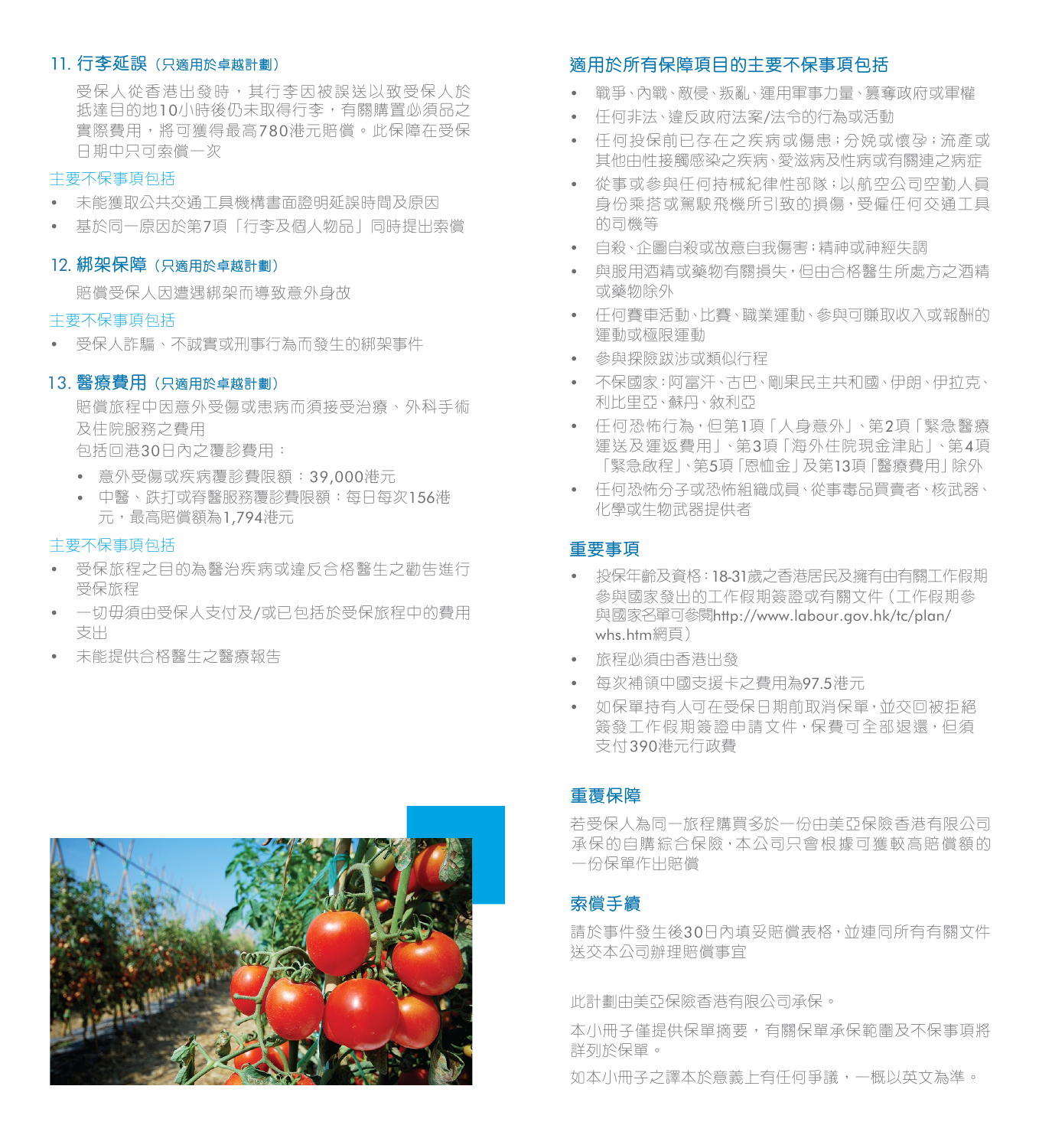## 11. 行李延誤（只適用於卓越計劃）

受保人從香港出發時，其行李因被誤送以致受保人於抵達目的地10小時後仍未取得行李，有關購置必須品之實際費用，將可獲得最高780港元賠償。此保障在受保日期中只可索償一次

### 主要不保事項包括

- 未能獲取公共交通工具機構書面證明延誤時間及原因
- 基於同一原因於第7項「行李及個人物品」同時提出索償

## 12. 綁架保障（只適用於卓越計劃）

賠償受保人因遭遇綁架而導致意外身故

### 主要不保事項包括

- 受保人詐騙、不誠實或刑事行為而發生的綁架事件

## 13. 醫療費用（只適用於卓越計劃）

賠償旅程中因意外受傷或患病而須接受治療、外科手術及住院服務之費用

包括回港30日內之覆診費用：

- 意外受傷或疾病覆診費限額：39,000港元
- 中醫、跌打或脊醫服務覆診費限額：每日每次156港元，最高賠償額為1,794港元

### 主要不保事項包括

- 受保旅程之目的為醫治疾病或違反合格醫生之勸告進行受保旅程
- 一切毋須由受保人支付及/或已包括於受保旅程中的費用支出
- 未能提供合格醫生之醫療報告

## 適用於所有保障項目的主要不保事項包括

- 戰爭、內戰、敵侵、叛亂、運用軍事力量、篡奪政府或軍權
- 任何非法、違反政府法案/法令的行為或活動
- 任何投保前已存在之疾病或傷患；分娩或懷孕；流產或其他由性接觸感染之疾病、愛滋病及性病或有關連之病症
- 從事或參與任何持械紀律性部隊；以航空公司空勤人員身份乘搭或駕駛飛機所引致的損傷，受僱任何交通工具的司機等
- 自殺、企圖自殺或故意自我傷害；精神或神經失調
- 與服用酒精或藥物有關損失，但由合格醫生所處方之酒精或藥物除外
- 任何賽車活動、比賽、職業運動、參與可賺取收入或報酬的運動或極限運動
- 參與探險跋涉或類似行程
- 不保國家：阿富汗、古巴、剛果民主共和國、伊朗、伊拉克、利比里亞、蘇丹、敘利亞
- 任何恐怖行為，但第1項「人身意外」、第2項「緊急醫療運送及運返費用」、第3項「海外住院現金津貼」、第4項「緊急啟程」、第5項「恩恤金」及第13項「醫療費用」除外
- 任何恐怖分子或恐怖組織成員、從事毒品買賣者、核武器、化學或生物武器提供者

## 重要事項

- 投保年齡及資格：18-31歲之香港居民及擁有由有關工作假期參與國家發出的工作假期簽證或有關文件（工作假期參與國家名單可參閱http://www.labour.gov.hk/tc/plan/whs.htm網頁）
- 旅程必須由香港出發
- 每次補領中國支援卡之費用為97.5港元
- 如保單持有人可在受保日期前取消保單，並交回被拒絕簽發工作假期簽證申請文件，保費可全部退還，但須支付390港元行政費

## 重覆保障

若受保人為同一旅程購買多於一份由美亞保險香港有限公司承保的自購綜合保險，本公司只會根據可獲較高賠償額的一份保單作出賠償

## 索償手續

請於事件發生後30日內填妥賠償表格，並連同所有有關文件送交本公司辦理賠償事宜

此計劃由美亞保險香港有限公司承保。

本小冊子僅提供保單摘要，有關保單承保範圍及不保事項將詳列於保單。

如本小冊子之譯本於意義上有任何爭議，一概以英文為準。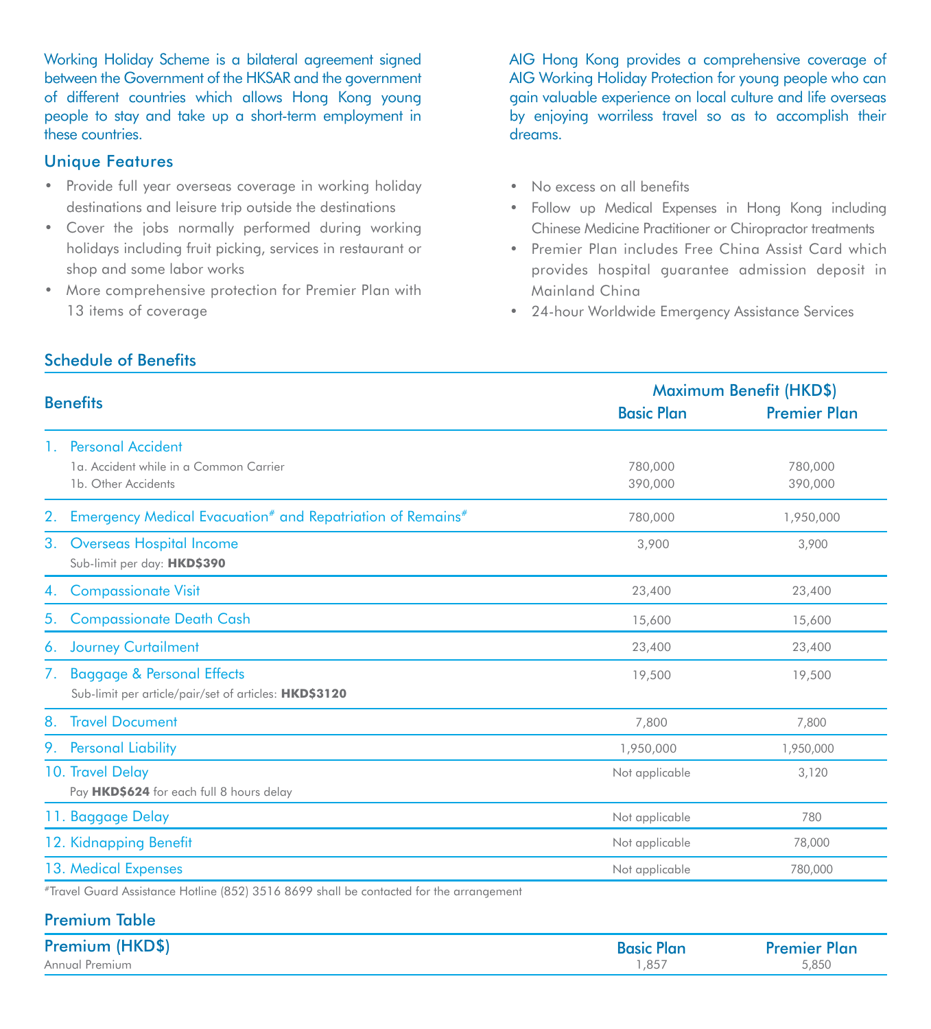Working Holiday Scheme is a bilateral agreement signed between the Government of the HKSAR and the government of different countries which allows Hong Kong young people to stay and take up a short-term employment in these countries.

## Unique Features

- Provide full year overseas coverage in working holiday destinations and leisure trip outside the destinations
- Cover the jobs normally performed during working holidays including fruit picking, services in restaurant or shop and some labor works
- More comprehensive protection for Premier Plan with 13 items of coverage

AIG Hong Kong provides a comprehensive coverage of AIG Working Holiday Protection for young people who can gain valuable experience on local culture and life overseas by enjoying worriless travel so as to accomplish their dreams.

- No excess on all benefits
- Follow up Medical Expenses in Hong Kong including Chinese Medicine Practitioner or Chiropractor treatments
- Premier Plan includes Free China Assist Card which provides hospital guarantee admission deposit in Mainland China
- 24-hour Worldwide Emergency Assistance Services

## Schedule of Benefits

| Benefits | Maximum Benefit (HKD$) | |
|---|---|---|
| | Basic Plan | Premier Plan |
| 1. Personal Accident | | |
| 1a. Accident while in a Common Carrier | 780,000 | 780,000 |
| 1b. Other Accidents | 390,000 | 390,000 |
| 2. Emergency Medical Evacuation# and Repatriation of Remains# | 780,000 | 1,950,000 |
| 3. Overseas Hospital Income<br>Sub-limit per day: **HKD$390** | 3,900 | 3,900 |
| 4. Compassionate Visit | 23,400 | 23,400 |
| 5. Compassionate Death Cash | 15,600 | 15,600 |
| 6. Journey Curtailment | 23,400 | 23,400 |
| 7. Baggage & Personal Effects<br>Sub-limit per article/pair/set of articles: **HKD$3120** | 19,500 | 19,500 |
| 8. Travel Document | 7,800 | 7,800 |
| 9. Personal Liability | 1,950,000 | 1,950,000 |
| 10. Travel Delay<br>Pay **HKD$624** for each full 8 hours delay | Not applicable | 3,120 |
| 11. Baggage Delay | Not applicable | 780 |
| 12. Kidnapping Benefit | Not applicable | 78,000 |
| 13. Medical Expenses | Not applicable | 780,000 |

#Travel Guard Assistance Hotline (852) 3516 8699 shall be contacted for the arrangement

## Premium Table

| Premium (HKD$) | Basic Plan | Premier Plan |
|---|---|---|
| Annual Premium | 1,857 | 5,850 |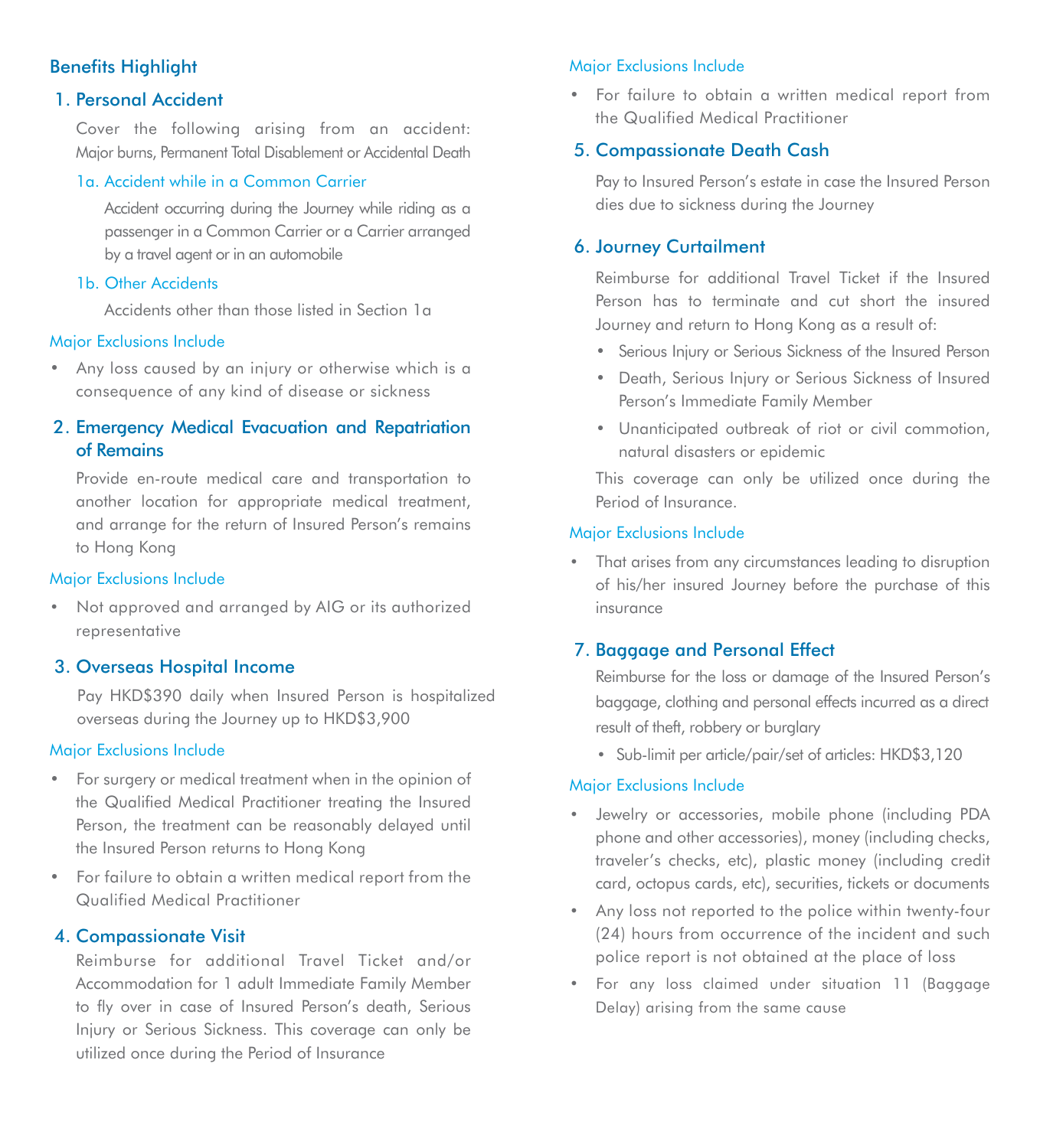## Benefits Highlight

### 1. Personal Accident

Cover the following arising from an accident: Major burns, Permanent Total Disablement or Accidental Death

#### 1a. Accident while in a Common Carrier

Accident occurring during the Journey while riding as a passenger in a Common Carrier or a Carrier arranged by a travel agent or in an automobile

#### 1b. Other Accidents

Accidents other than those listed in Section 1a

**Major Exclusions Include**

- Any loss caused by an injury or otherwise which is a consequence of any kind of disease or sickness

### 2. Emergency Medical Evacuation and Repatriation of Remains

Provide en-route medical care and transportation to another location for appropriate medical treatment, and arrange for the return of Insured Person's remains to Hong Kong

**Major Exclusions Include**

- Not approved and arranged by AIG or its authorized representative

### 3. Overseas Hospital Income

Pay HKD$390 daily when Insured Person is hospitalized overseas during the Journey up to HKD$3,900

**Major Exclusions Include**

- For surgery or medical treatment when in the opinion of the Qualified Medical Practitioner treating the Insured Person, the treatment can be reasonably delayed until the Insured Person returns to Hong Kong
- For failure to obtain a written medical report from the Qualified Medical Practitioner

### 4. Compassionate Visit

Reimburse for additional Travel Ticket and/or Accommodation for 1 adult Immediate Family Member to fly over in case of Insured Person's death, Serious Injury or Serious Sickness. This coverage can only be utilized once during the Period of Insurance

**Major Exclusions Include**

- For failure to obtain a written medical report from the Qualified Medical Practitioner

### 5. Compassionate Death Cash

Pay to Insured Person's estate in case the Insured Person dies due to sickness during the Journey

### 6. Journey Curtailment

Reimburse for additional Travel Ticket if the Insured Person has to terminate and cut short the insured Journey and return to Hong Kong as a result of:

- Serious Injury or Serious Sickness of the Insured Person
- Death, Serious Injury or Serious Sickness of Insured Person's Immediate Family Member
- Unanticipated outbreak of riot or civil commotion, natural disasters or epidemic

This coverage can only be utilized once during the Period of Insurance.

**Major Exclusions Include**

- That arises from any circumstances leading to disruption of his/her insured Journey before the purchase of this insurance

### 7. Baggage and Personal Effect

Reimburse for the loss or damage of the Insured Person's baggage, clothing and personal effects incurred as a direct result of theft, robbery or burglary

- Sub-limit per article/pair/set of articles: HKD$3,120

**Major Exclusions Include**

- Jewelry or accessories, mobile phone (including PDA phone and other accessories), money (including checks, traveler's checks, etc), plastic money (including credit card, octopus cards, etc), securities, tickets or documents
- Any loss not reported to the police within twenty-four (24) hours from occurrence of the incident and such police report is not obtained at the place of loss
- For any loss claimed under situation 11 (Baggage Delay) arising from the same cause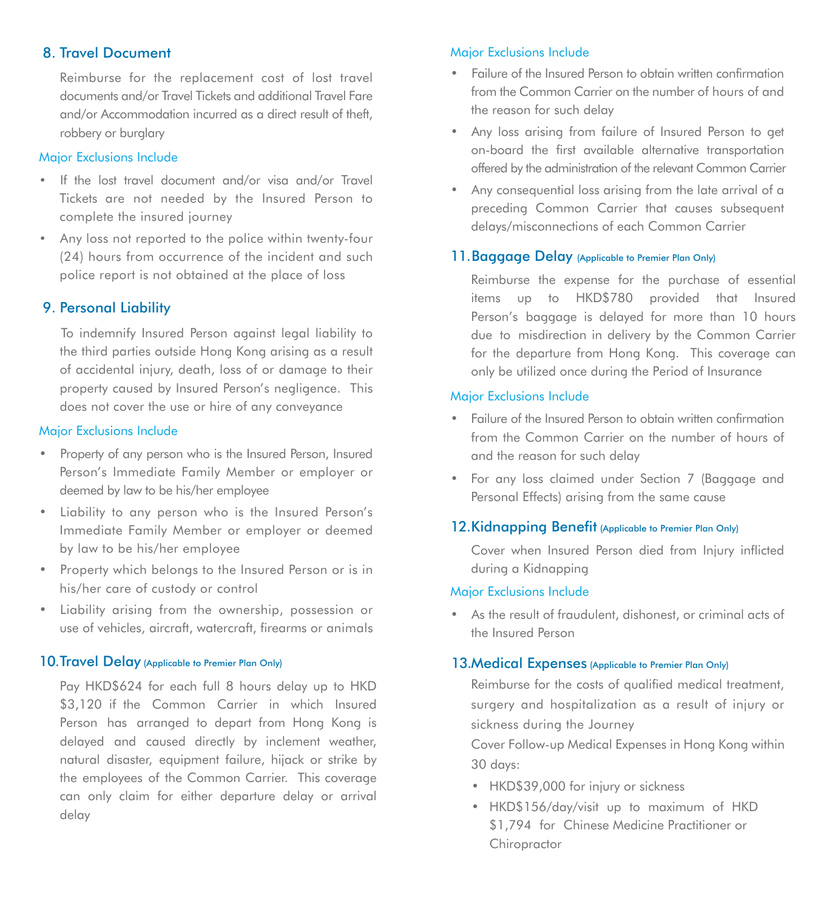## 8. Travel Document

Reimburse for the replacement cost of lost travel documents and/or Travel Tickets and additional Travel Fare and/or Accommodation incurred as a direct result of theft, robbery or burglary

Major Exclusions Include

- If the lost travel document and/or visa and/or Travel Tickets are not needed by the Insured Person to complete the insured journey
- Any loss not reported to the police within twenty-four (24) hours from occurrence of the incident and such police report is not obtained at the place of loss

## 9. Personal Liability

To indemnify Insured Person against legal liability to the third parties outside Hong Kong arising as a result of accidental injury, death, loss of or damage to their property caused by Insured Person's negligence. This does not cover the use or hire of any conveyance

Major Exclusions Include

- Property of any person who is the Insured Person, Insured Person's Immediate Family Member or employer or deemed by law to be his/her employee
- Liability to any person who is the Insured Person's Immediate Family Member or employer or deemed by law to be his/her employee
- Property which belongs to the Insured Person or is in his/her care of custody or control
- Liability arising from the ownership, possession or use of vehicles, aircraft, watercraft, firearms or animals

## 10. Travel Delay (Applicable to Premier Plan Only)

Pay HKD$624 for each full 8 hours delay up to HKD $3,120 if the Common Carrier in which Insured Person has arranged to depart from Hong Kong is delayed and caused directly by inclement weather, natural disaster, equipment failure, hijack or strike by the employees of the Common Carrier. This coverage can only claim for either departure delay or arrival delay

Major Exclusions Include

- Failure of the Insured Person to obtain written confirmation from the Common Carrier on the number of hours of and the reason for such delay
- Any loss arising from failure of Insured Person to get on-board the first available alternative transportation offered by the administration of the relevant Common Carrier
- Any consequential loss arising from the late arrival of a preceding Common Carrier that causes subsequent delays/misconnections of each Common Carrier

## 11. Baggage Delay (Applicable to Premier Plan Only)

Reimburse the expense for the purchase of essential items up to HKD$780 provided that Insured Person's baggage is delayed for more than 10 hours due to misdirection in delivery by the Common Carrier for the departure from Hong Kong. This coverage can only be utilized once during the Period of Insurance

Major Exclusions Include

- Failure of the Insured Person to obtain written confirmation from the Common Carrier on the number of hours of and the reason for such delay
- For any loss claimed under Section 7 (Baggage and Personal Effects) arising from the same cause

## 12. Kidnapping Benefit (Applicable to Premier Plan Only)

Cover when Insured Person died from Injury inflicted during a Kidnapping

Major Exclusions Include

- As the result of fraudulent, dishonest, or criminal acts of the Insured Person

## 13. Medical Expenses (Applicable to Premier Plan Only)

Reimburse for the costs of qualified medical treatment, surgery and hospitalization as a result of injury or sickness during the Journey

Cover Follow-up Medical Expenses in Hong Kong within 30 days:

- HKD$39,000 for injury or sickness
- HKD$156/day/visit up to maximum of HKD $1,794 for Chinese Medicine Practitioner or Chiropractor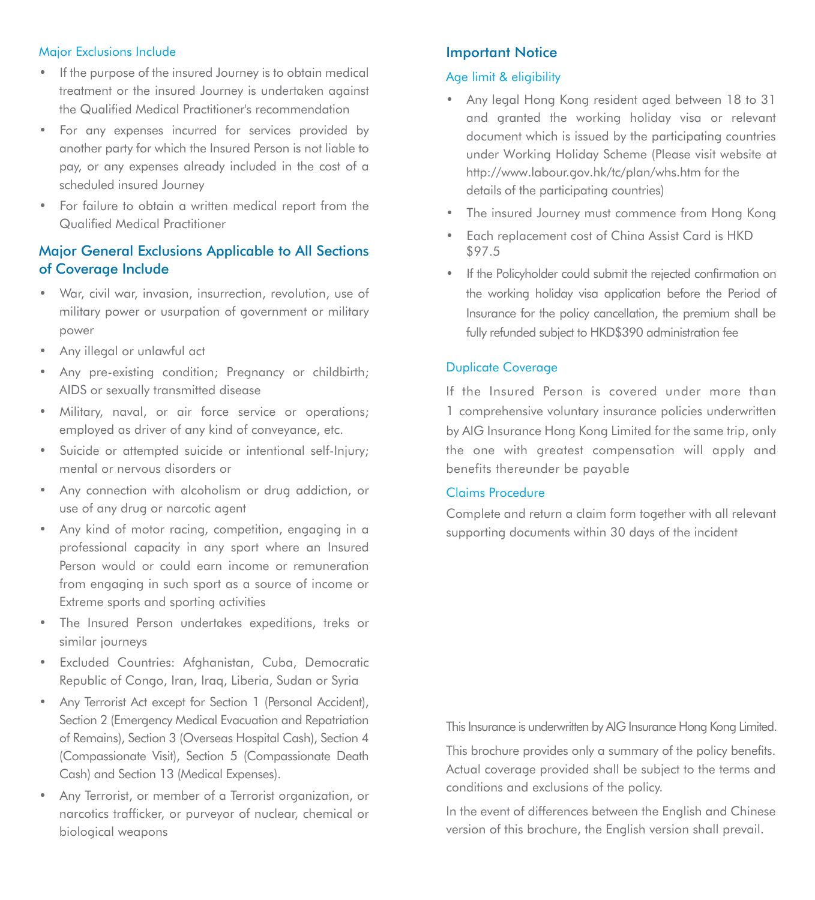### Major Exclusions Include

- If the purpose of the insured Journey is to obtain medical treatment or the insured Journey is undertaken against the Qualified Medical Practitioner's recommendation
- For any expenses incurred for services provided by another party for which the Insured Person is not liable to pay, or any expenses already included in the cost of a scheduled insured Journey
- For failure to obtain a written medical report from the Qualified Medical Practitioner

## Major General Exclusions Applicable to All Sections of Coverage Include

- War, civil war, invasion, insurrection, revolution, use of military power or usurpation of government or military power
- Any illegal or unlawful act
- Any pre-existing condition; Pregnancy or childbirth; AIDS or sexually transmitted disease
- Military, naval, or air force service or operations; employed as driver of any kind of conveyance, etc.
- Suicide or attempted suicide or intentional self-Injury; mental or nervous disorders or
- Any connection with alcoholism or drug addiction, or use of any drug or narcotic agent
- Any kind of motor racing, competition, engaging in a professional capacity in any sport where an Insured Person would or could earn income or remuneration from engaging in such sport as a source of income or Extreme sports and sporting activities
- The Insured Person undertakes expeditions, treks or similar journeys
- Excluded Countries: Afghanistan, Cuba, Democratic Republic of Congo, Iran, Iraq, Liberia, Sudan or Syria
- Any Terrorist Act except for Section 1 (Personal Accident), Section 2 (Emergency Medical Evacuation and Repatriation of Remains), Section 3 (Overseas Hospital Cash), Section 4 (Compassionate Visit), Section 5 (Compassionate Death Cash) and Section 13 (Medical Expenses).
- Any Terrorist, or member of a Terrorist organization, or narcotics trafficker, or purveyor of nuclear, chemical or biological weapons

## Important Notice

### Age limit & eligibility

- Any legal Hong Kong resident aged between 18 to 31 and granted the working holiday visa or relevant document which is issued by the participating countries under Working Holiday Scheme (Please visit website at http://www.labour.gov.hk/tc/plan/whs.htm for the details of the participating countries)
- The insured Journey must commence from Hong Kong
- Each replacement cost of China Assist Card is HKD $97.5
- If the Policyholder could submit the rejected confirmation on the working holiday visa application before the Period of Insurance for the policy cancellation, the premium shall be fully refunded subject to HKD$390 administration fee

### Duplicate Coverage

If the Insured Person is covered under more than 1 comprehensive voluntary insurance policies underwritten by AIG Insurance Hong Kong Limited for the same trip, only the one with greatest compensation will apply and benefits thereunder be payable

### Claims Procedure

Complete and return a claim form together with all relevant supporting documents within 30 days of the incident

This Insurance is underwritten by AIG Insurance Hong Kong Limited.

This brochure provides only a summary of the policy benefits. Actual coverage provided shall be subject to the terms and conditions and exclusions of the policy.

In the event of differences between the English and Chinese version of this brochure, the English version shall prevail.